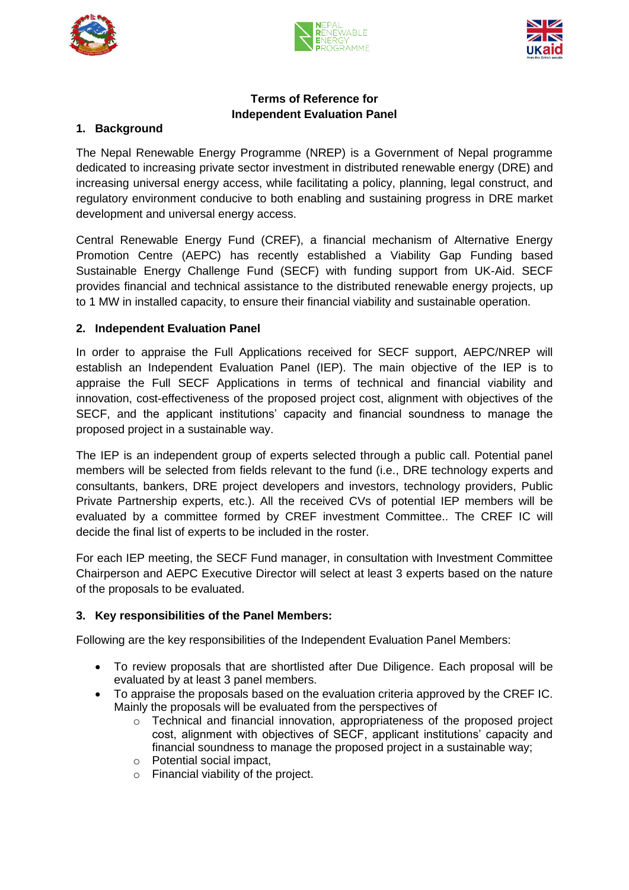**Terms of Reference for**
**Independent Evaluation Panel**

## 1. Background

The Nepal Renewable Energy Programme (NREP) is a Government of Nepal programme dedicated to increasing private sector investment in distributed renewable energy (DRE) and increasing universal energy access, while facilitating a policy, planning, legal construct, and regulatory environment conducive to both enabling and sustaining progress in DRE market development and universal energy access.

Central Renewable Energy Fund (CREF), a financial mechanism of Alternative Energy Promotion Centre (AEPC) has recently established a Viability Gap Funding based Sustainable Energy Challenge Fund (SECF) with funding support from UK-Aid. SECF provides financial and technical assistance to the distributed renewable energy projects, up to 1 MW in installed capacity, to ensure their financial viability and sustainable operation.

## 2. Independent Evaluation Panel

In order to appraise the Full Applications received for SECF support, AEPC/NREP will establish an Independent Evaluation Panel (IEP). The main objective of the IEP is to appraise the Full SECF Applications in terms of technical and financial viability and innovation, cost-effectiveness of the proposed project cost, alignment with objectives of the SECF, and the applicant institutions' capacity and financial soundness to manage the proposed project in a sustainable way.

The IEP is an independent group of experts selected through a public call. Potential panel members will be selected from fields relevant to the fund (i.e., DRE technology experts and consultants, bankers, DRE project developers and investors, technology providers, Public Private Partnership experts, etc.). All the received CVs of potential IEP members will be evaluated by a committee formed by CREF investment Committee.. The CREF IC will decide the final list of experts to be included in the roster.

For each IEP meeting, the SECF Fund manager, in consultation with Investment Committee Chairperson and AEPC Executive Director will select at least 3 experts based on the nature of the proposals to be evaluated.

## 3. Key responsibilities of the Panel Members:

Following are the key responsibilities of the Independent Evaluation Panel Members:

- To review proposals that are shortlisted after Due Diligence. Each proposal will be evaluated by at least 3 panel members.
- To appraise the proposals based on the evaluation criteria approved by the CREF IC. Mainly the proposals will be evaluated from the perspectives of
    - Technical and financial innovation, appropriateness of the proposed project cost, alignment with objectives of SECF, applicant institutions' capacity and financial soundness to manage the proposed project in a sustainable way;
    - Potential social impact,
    - Financial viability of the project.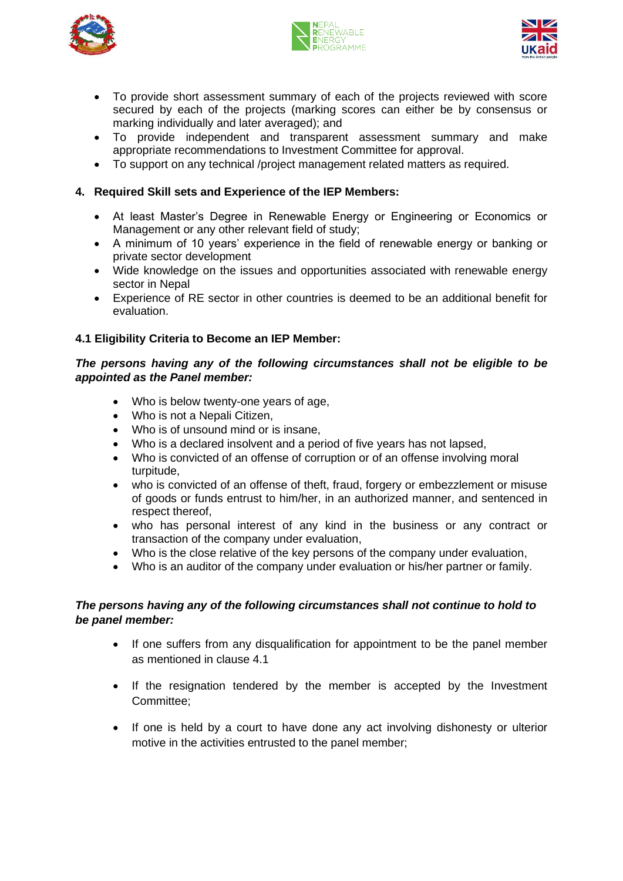- To provide short assessment summary of each of the projects reviewed with score secured by each of the projects (marking scores can either be by consensus or marking individually and later averaged); and
- To provide independent and transparent assessment summary and make appropriate recommendations to Investment Committee for approval.
- To support on any technical /project management related matters as required.

## 4. Required Skill sets and Experience of the IEP Members:

- At least Master's Degree in Renewable Energy or Engineering or Economics or Management or any other relevant field of study;
- A minimum of 10 years' experience in the field of renewable energy or banking or private sector development
- Wide knowledge on the issues and opportunities associated with renewable energy sector in Nepal
- Experience of RE sector in other countries is deemed to be an additional benefit for evaluation.

### 4.1 Eligibility Criteria to Become an IEP Member:

***The persons having any of the following circumstances shall not be eligible to be appointed as the Panel member:***

- Who is below twenty-one years of age,
- Who is not a Nepali Citizen,
- Who is of unsound mind or is insane,
- Who is a declared insolvent and a period of five years has not lapsed,
- Who is convicted of an offense of corruption or of an offense involving moral turpitude,
- who is convicted of an offense of theft, fraud, forgery or embezzlement or misuse of goods or funds entrust to him/her, in an authorized manner, and sentenced in respect thereof,
- who has personal interest of any kind in the business or any contract or transaction of the company under evaluation,
- Who is the close relative of the key persons of the company under evaluation,
- Who is an auditor of the company under evaluation or his/her partner or family.

***The persons having any of the following circumstances shall not continue to hold to be panel member:***

- If one suffers from any disqualification for appointment to be the panel member as mentioned in clause 4.1
- If the resignation tendered by the member is accepted by the Investment Committee;
- If one is held by a court to have done any act involving dishonesty or ulterior motive in the activities entrusted to the panel member;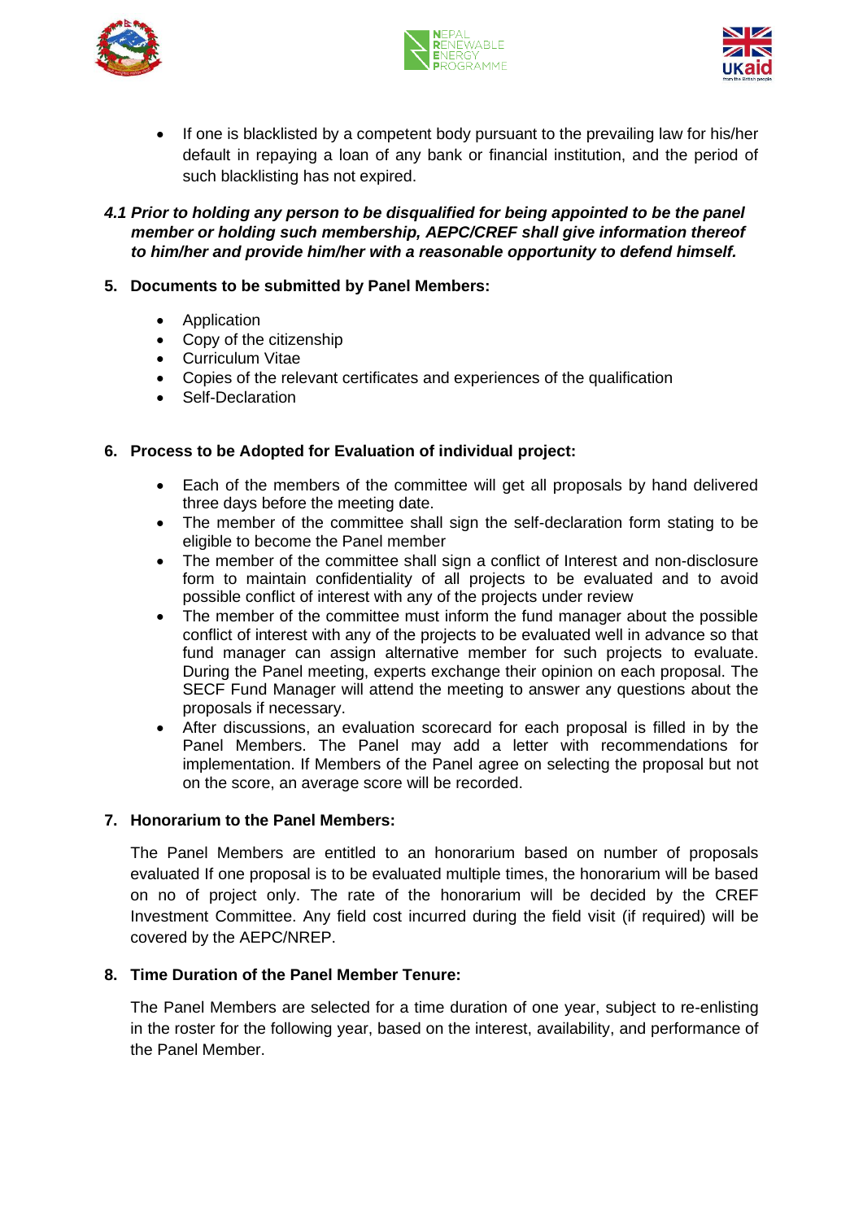- If one is blacklisted by a competent body pursuant to the prevailing law for his/her default in repaying a loan of any bank or financial institution, and the period of such blacklisting has not expired.

***4.1 Prior to holding any person to be disqualified for being appointed to be the panel member or holding such membership, AEPC/CREF shall give information thereof to him/her and provide him/her with a reasonable opportunity to defend himself.***

## 5. Documents to be submitted by Panel Members:

- Application
- Copy of the citizenship
- Curriculum Vitae
- Copies of the relevant certificates and experiences of the qualification
- Self-Declaration

## 6. Process to be Adopted for Evaluation of individual project:

- Each of the members of the committee will get all proposals by hand delivered three days before the meeting date.
- The member of the committee shall sign the self-declaration form stating to be eligible to become the Panel member
- The member of the committee shall sign a conflict of Interest and non-disclosure form to maintain confidentiality of all projects to be evaluated and to avoid possible conflict of interest with any of the projects under review
- The member of the committee must inform the fund manager about the possible conflict of interest with any of the projects to be evaluated well in advance so that fund manager can assign alternative member for such projects to evaluate. During the Panel meeting, experts exchange their opinion on each proposal. The SECF Fund Manager will attend the meeting to answer any questions about the proposals if necessary.
- After discussions, an evaluation scorecard for each proposal is filled in by the Panel Members. The Panel may add a letter with recommendations for implementation. If Members of the Panel agree on selecting the proposal but not on the score, an average score will be recorded.

## 7. Honorarium to the Panel Members:

The Panel Members are entitled to an honorarium based on number of proposals evaluated If one proposal is to be evaluated multiple times, the honorarium will be based on no of project only. The rate of the honorarium will be decided by the CREF Investment Committee. Any field cost incurred during the field visit (if required) will be covered by the AEPC/NREP.

## 8. Time Duration of the Panel Member Tenure:

The Panel Members are selected for a time duration of one year, subject to re-enlisting in the roster for the following year, based on the interest, availability, and performance of the Panel Member.